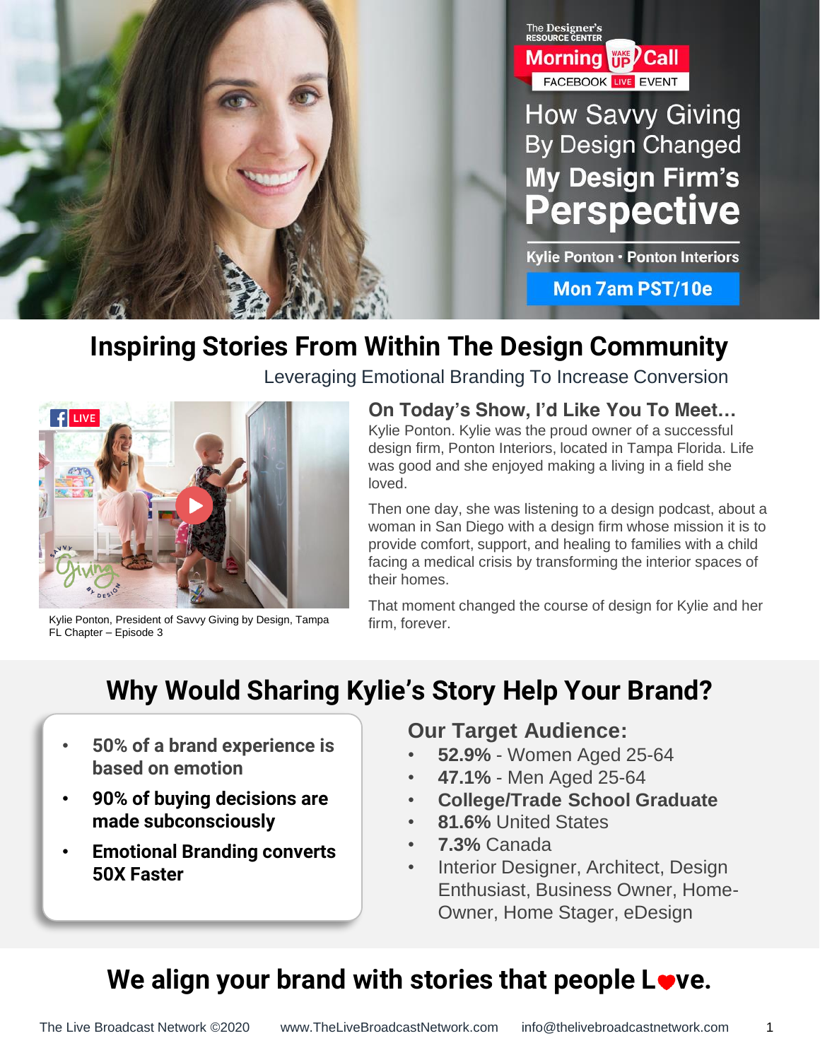The Designer's Resource Center

Morning Wake Up Call

FACEBOOK LIVE EVENT

# How Savvy Giving By Design Changed My Design Firm's Perspective

Kylie Ponton · Ponton Interiors

Mon 7am PST/10e

## Inspiring Stories From Within The Design Community

Leveraging Emotional Branding To Increase Conversion

Kylie Ponton, President of Savvy Giving by Design, Tampa FL Chapter – Episode 3

### On Today's Show, I'd Like You To Meet…

Kylie Ponton. Kylie was the proud owner of a successful design firm, Ponton Interiors, located in Tampa Florida. Life was good and she enjoyed making a living in a field she loved.

Then one day, she was listening to a design podcast, about a woman in San Diego with a design firm whose mission it is to provide comfort, support, and healing to families with a child facing a medical crisis by transforming the interior spaces of their homes.

That moment changed the course of design for Kylie and her firm, forever.

## Why Would Sharing Kylie's Story Help Your Brand?

- **50% of a brand experience is based on emotion**
- **90% of buying decisions are made subconsciously**
- **Emotional Branding converts 50X Faster**

### Our Target Audience:

- **52.9%** - Women Aged 25-64
- **47.1%** - Men Aged 25-64
- **College/Trade School Graduate**
- **81.6%** United States
- **7.3%** Canada
- Interior Designer, Architect, Design Enthusiast, Business Owner, Home-Owner, Home Stager, eDesign

## We align your brand with stories that people L♥ve.

The Live Broadcast Network ©2020 www.TheLiveBroadcastNetwork.com info@thelivebroadcastnetwork.com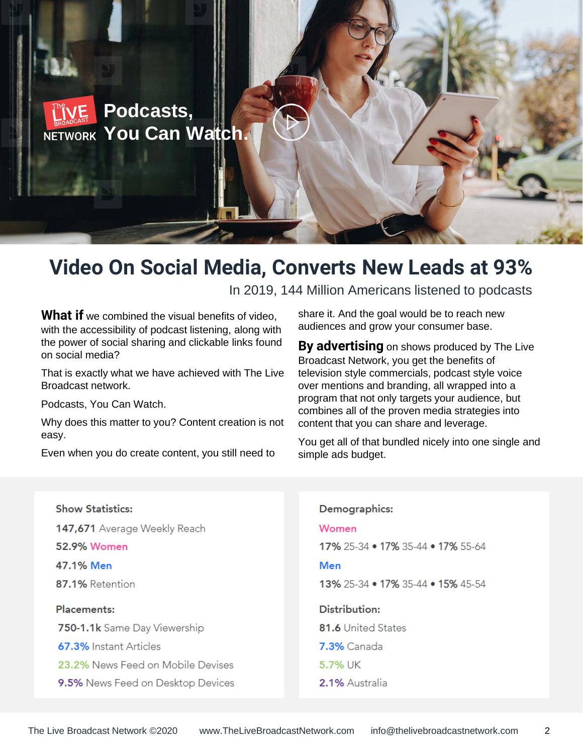The LIVE BROADCAST NETWORK **Podcasts, You Can Watch.**

# Video On Social Media, Converts New Leads at 93%

In 2019, 144 Million Americans listened to podcasts

**What if** we combined the visual benefits of video, with the accessibility of podcast listening, along with the power of social sharing and clickable links found on social media?

That is exactly what we have achieved with The Live Broadcast network.

Podcasts, You Can Watch.

Why does this matter to you? Content creation is not easy.

Even when you do create content, you still need to share it. And the goal would be to reach new audiences and grow your consumer base.

**By advertising** on shows produced by The Live Broadcast Network, you get the benefits of television style commercials, podcast style voice over mentions and branding, all wrapped into a program that not only targets your audience, but combines all of the proven media strategies into content that you can share and leverage.

You get all of that bundled nicely into one single and simple ads budget.

**Show Statistics:**

**147,671** Average Weekly Reach

**52.9%** Women

**47.1%** Men

**87.1%** Retention

**Placements:**

**750-1.1k** Same Day Viewership

**67.3%** Instant Articles

**23.2%** News Feed on Mobile Devises

**9.5%** News Feed on Desktop Devices

**Demographics:**

**Women**

**17%** 25-34 • **17%** 35-44 • **17%** 55-64

**Men**

**13%** 25-34 • **17%** 35-44 • **15%** 45-54

**Distribution:**

**81.6** United States

**7.3%** Canada

**5.7%** UK

**2.1%** Australia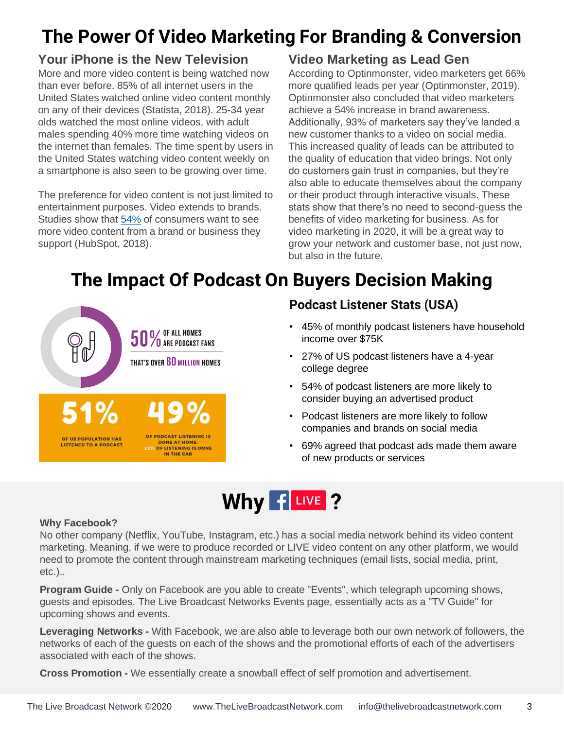# The Power Of Video Marketing For Branding & Conversion

## Your iPhone is the New Television

More and more video content is being watched now than ever before. 85% of all internet users in the United States watched online video content monthly on any of their devices (Statista, 2018). 25-34 year olds watched the most online videos, with adult males spending 40% more time watching videos on the internet than females. The time spent by users in the United States watching video content weekly on a smartphone is also seen to be growing over time.

The preference for video content is not just limited to entertainment purposes. Video extends to brands. Studies show that 54% of consumers want to see more video content from a brand or business they support (HubSpot, 2018).

## Video Marketing as Lead Gen

According to Optinmonster, video marketers get 66% more qualified leads per year (Optinmonster, 2019). Optinmonster also concluded that video marketers achieve a 54% increase in brand awareness. Additionally, 93% of marketers say they've landed a new customer thanks to a video on social media. This increased quality of leads can be attributed to the quality of education that video brings. Not only do customers gain trust in companies, but they're also able to educate themselves about the company or their product through interactive visuals. These stats show that there's no need to second-guess the benefits of video marketing for business. As for video marketing in 2020, it will be a great way to grow your network and customer base, not just now, but also in the future.

# The Impact Of Podcast On Buyers Decision Making

50% OF ALL HOMES ARE PODCAST FANS

THAT'S OVER 60 MILLION HOMES

51% OF US POPULATION HAS LISTENED TO A PODCAST

49% OF PODCAST LISTENING IS DONE AT HOME. 22% OF LISTENING IS DONE IN THE CAR

## Podcast Listener Stats (USA)

- 45% of monthly podcast listeners have household income over $75K
- 27% of US podcast listeners have a 4-year college degree
- 54% of podcast listeners are more likely to consider buying an advertised product
- Podcast listeners are more likely to follow companies and brands on social media
- 69% agreed that podcast ads made them aware of new products or services

# Why f LIVE ?

**Why Facebook?**

No other company (Netflix, YouTube, Instagram, etc.) has a social media network behind its video content marketing. Meaning, if we were to produce recorded or LIVE video content on any other platform, we would need to promote the content through mainstream marketing techniques (email lists, social media, print, etc.)..

**Program Guide -** Only on Facebook are you able to create "Events", which telegraph upcoming shows, guests and episodes. The Live Broadcast Networks Events page, essentially acts as a "TV Guide" for upcoming shows and events.

**Leveraging Networks -** With Facebook, we are also able to leverage both our own network of followers, the networks of each of the guests on each of the shows and the promotional efforts of each of the advertisers associated with each of the shows.

**Cross Promotion -** We essentially create a snowball effect of self promotion and advertisement.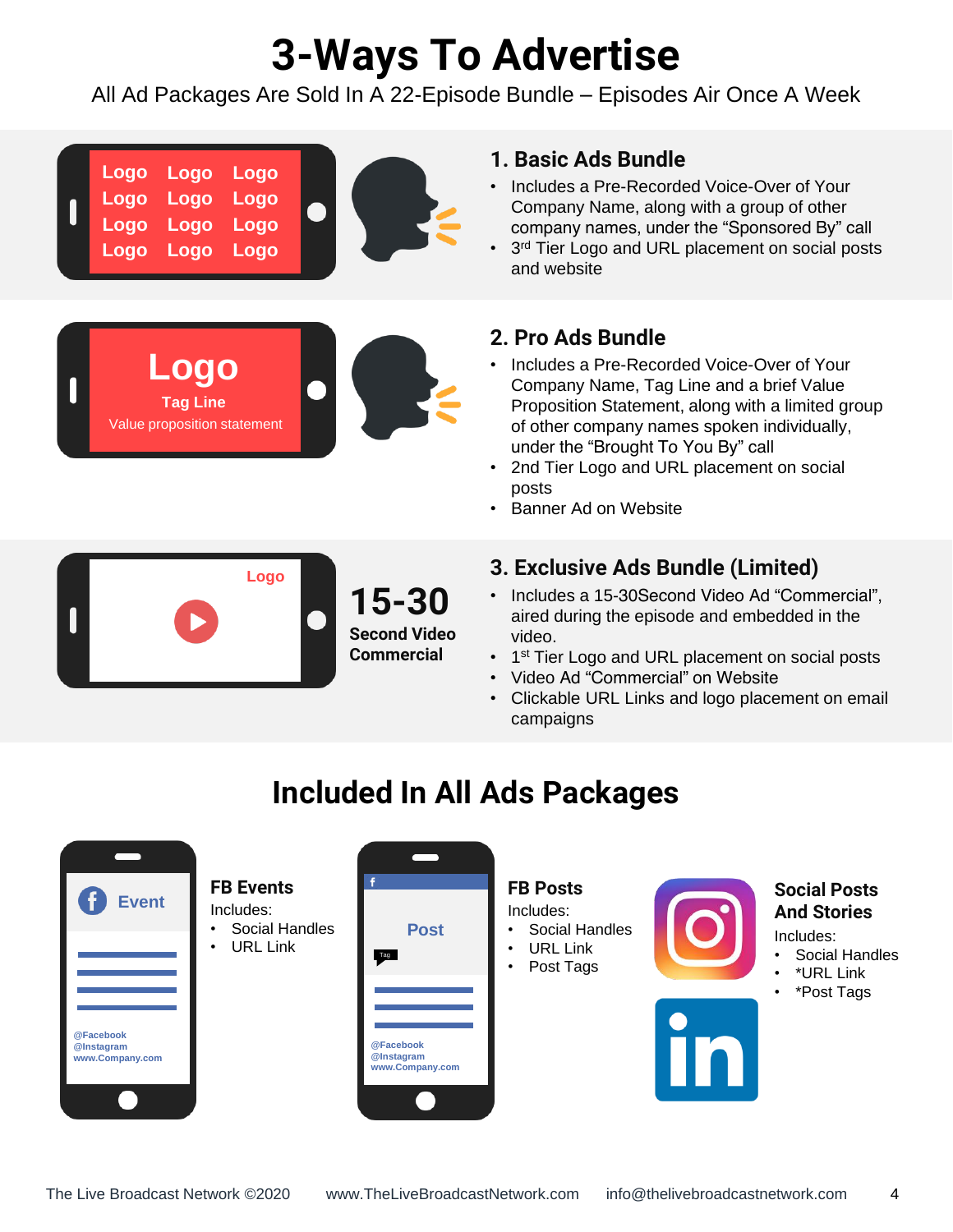# 3-Ways To Advertise

All Ad Packages Are Sold In A 22-Episode Bundle – Episodes Air Once A Week

## 1. Basic Ads Bundle

- Includes a Pre-Recorded Voice-Over of Your Company Name, along with a group of other company names, under the "Sponsored By" call
- 3rd Tier Logo and URL placement on social posts and website

## 2. Pro Ads Bundle

- Includes a Pre-Recorded Voice-Over of Your Company Name, Tag Line and a brief Value Proposition Statement, along with a limited group of other company names spoken individually, under the "Brought To You By" call
- 2nd Tier Logo and URL placement on social posts
- Banner Ad on Website

**15-30 Second Video Commercial**

## 3. Exclusive Ads Bundle (Limited)

- Includes a 15-30Second Video Ad "Commercial", aired during the episode and embedded in the video.
- 1st Tier Logo and URL placement on social posts
- Video Ad "Commercial" on Website
- Clickable URL Links and logo placement on email campaigns

## Included In All Ads Packages

### FB Events

Includes:

- Social Handles
- URL Link

### FB Posts

Includes:

- Social Handles
- URL Link
- Post Tags

### Social Posts And Stories

Includes:

- Social Handles
- *URL Link
- *Post Tags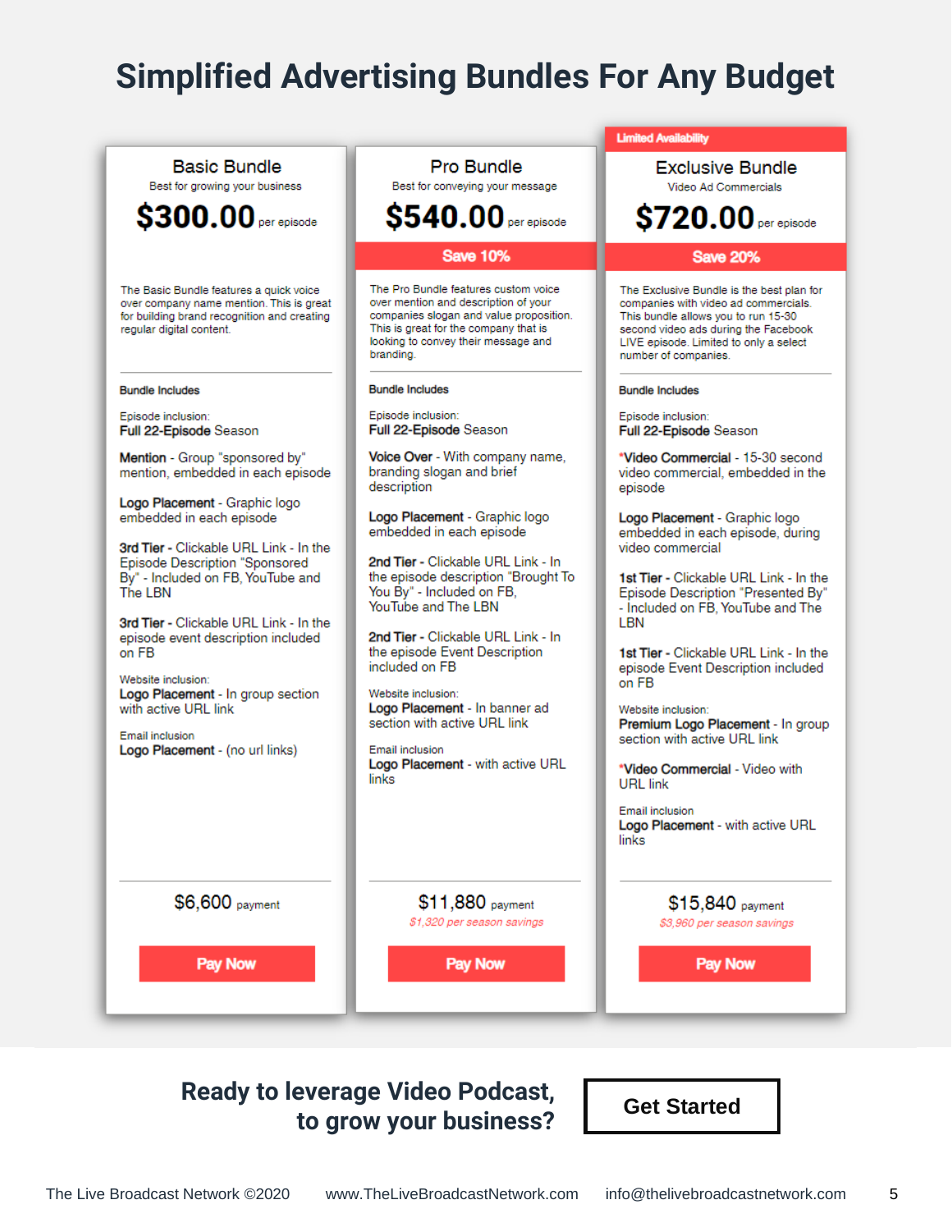# Simplified Advertising Bundles For Any Budget

## Basic Bundle

Best for growing your business

**$300.00** per episode

The Basic Bundle features a quick voice over company name mention. This is great for building brand recognition and creating regular digital content.

**Bundle Includes**

Episode inclusion:
**Full 22-Episode** Season

**Mention** - Group "sponsored by" mention, embedded in each episode

**Logo Placement** - Graphic logo embedded in each episode

**3rd Tier** - Clickable URL Link - In the Episode Description "Sponsored By" - Included on FB, YouTube and The LBN

**3rd Tier** - Clickable URL Link - In the episode event description included on FB

Website inclusion:
**Logo Placement** - In group section with active URL link

Email inclusion
**Logo Placement** - (no url links)

$6,600 payment

**Pay Now**

## Pro Bundle

Best for conveying your message

**$540.00** per episode

**Save 10%**

The Pro Bundle features custom voice over mention and description of your companies slogan and value proposition. This is great for the company that is looking to convey their message and branding.

**Bundle Includes**

Episode inclusion:
**Full 22-Episode** Season

**Voice Over** - With company name, branding slogan and brief description

**Logo Placement** - Graphic logo embedded in each episode

**2nd Tier** - Clickable URL Link - In the episode description "Brought To You By" - Included on FB, YouTube and The LBN

**2nd Tier** - Clickable URL Link - In the episode Event Description included on FB

Website inclusion:
**Logo Placement** - In banner ad section with active URL link

Email inclusion
**Logo Placement** - with active URL links

$11,880 payment
*$1,320 per season savings*

**Pay Now**

## Exclusive Bundle

Limited Availability

Video Ad Commercials

**$720.00** per episode

**Save 20%**

The Exclusive Bundle is the best plan for companies with video ad commercials. This bundle allows you to run 15-30 second video ads during the Facebook LIVE episode. Limited to only a select number of companies.

**Bundle Includes**

Episode inclusion:
**Full 22-Episode** Season

***Video Commercial** - 15-30 second video commercial, embedded in the episode

**Logo Placement** - Graphic logo embedded in each episode, during video commercial

**1st Tier** - Clickable URL Link - In the Episode Description "Presented By" - Included on FB, YouTube and The LBN

**1st Tier** - Clickable URL Link - In the episode Event Description included on FB

Website inclusion:
**Premium Logo Placement** - In group section with active URL link

***Video Commercial** - Video with URL link

Email inclusion
**Logo Placement** - with active URL links

$15,840 payment
*$3,960 per season savings*

**Pay Now**

---

**Ready to leverage Video Podcast, to grow your business?**

**Get Started**

The Live Broadcast Network ©2020 www.TheLiveBroadcastNetwork.com info@thelivebroadcastnetwork.com